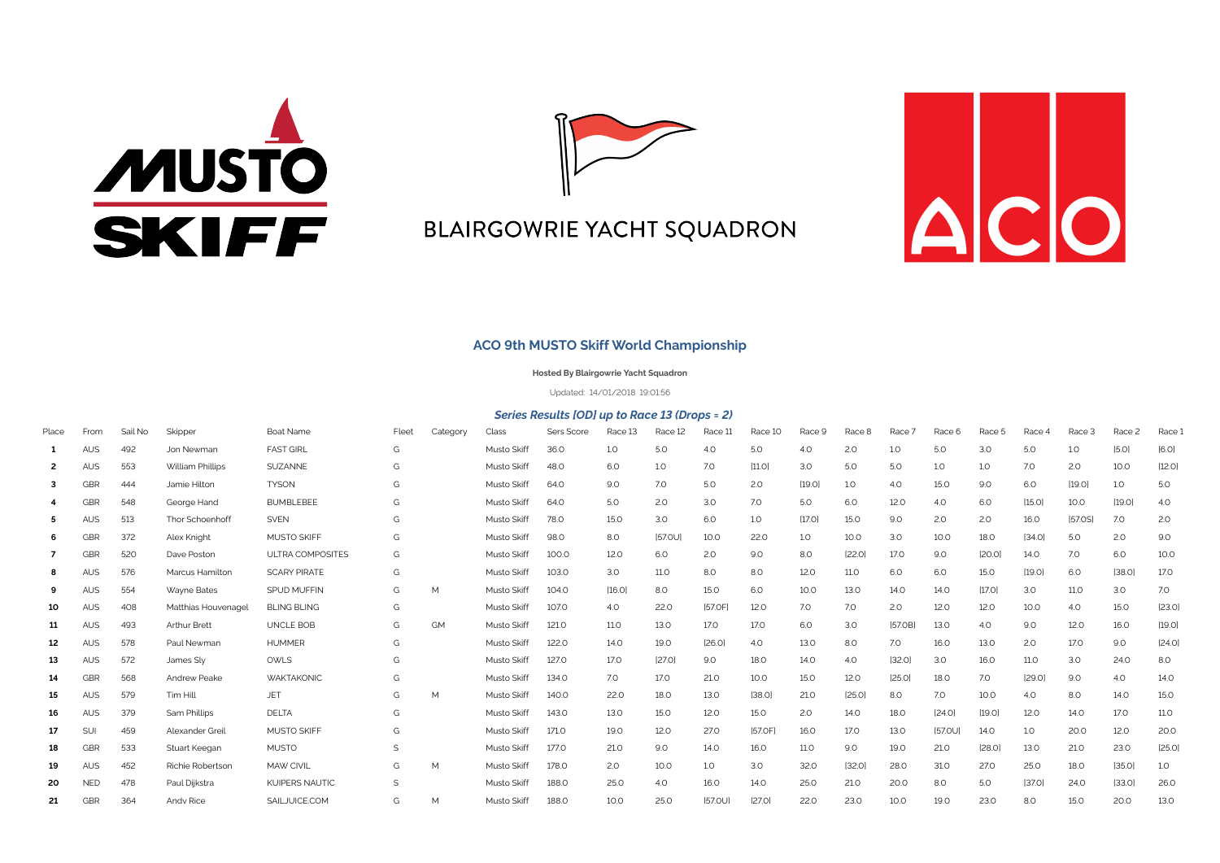MUSTO SKIFF

BLAIRGOWRIE YACHT SQUADRON

ACO

## ACO 9th MUSTO Skiff World Championship

**Hosted By Blairgowrie Yacht Squadron**

Updated: 14/01/2018 19:01:56

### *Series Results [OD] up to Race 13 (Drops = 2)*

| Place | From | Sail No | Skipper | Boat Name | Fleet | Category | Class | Sers Score | Race 13 | Race 12 | Race 11 | Race 10 | Race 9 | Race 8 | Race 7 | Race 6 | Race 5 | Race 4 | Race 3 | Race 2 | Race 1 |
|---|---|---|---|---|---|---|---|---|---|---|---|---|---|---|---|---|---|---|---|---|---|
| **1** | AUS | 492 | Jon Newman | FAST GIRL | G | | Musto Skiff | 36.0 | 1.0 | 5.0 | 4.0 | 5.0 | 4.0 | 2.0 | 1.0 | 5.0 | 3.0 | 5.0 | 1.0 | [5.0] | [6.0] |
| **2** | AUS | 553 | William Phillips | SUZANNE | G | | Musto Skiff | 48.0 | 6.0 | 1.0 | 7.0 | [11.0] | 3.0 | 5.0 | 5.0 | 1.0 | 1.0 | 7.0 | 2.0 | 10.0 | [12.0] |
| **3** | GBR | 444 | Jamie Hilton | TYSON | G | | Musto Skiff | 64.0 | 9.0 | 7.0 | 5.0 | 2.0 | [19.0] | 1.0 | 4.0 | 15.0 | 9.0 | 6.0 | [19.0] | 1.0 | 5.0 |
| **4** | GBR | 548 | George Hand | BUMBLEBEE | G | | Musto Skiff | 64.0 | 5.0 | 2.0 | 3.0 | 7.0 | 5.0 | 6.0 | 12.0 | 4.0 | 6.0 | [15.0] | 10.0 | [19.0] | 4.0 |
| **5** | AUS | 513 | Thor Schoenhoff | SVEN | G | | Musto Skiff | 78.0 | 15.0 | 3.0 | 6.0 | 1.0 | [17.0] | 15.0 | 9.0 | 2.0 | 2.0 | 16.0 | [57.0S] | 7.0 | 2.0 |
| **6** | GBR | 372 | Alex Knight | MUSTO SKIFF | G | | Musto Skiff | 98.0 | 8.0 | [57.0U] | 10.0 | 22.0 | 1.0 | 10.0 | 3.0 | 10.0 | 18.0 | [34.0] | 5.0 | 2.0 | 9.0 |
| **7** | GBR | 520 | Dave Poston | ULTRA COMPOSITES | G | | Musto Skiff | 100.0 | 12.0 | 6.0 | 2.0 | 9.0 | 8.0 | [22.0] | 17.0 | 9.0 | [20.0] | 14.0 | 7.0 | 6.0 | 10.0 |
| **8** | AUS | 576 | Marcus Hamilton | SCARY PIRATE | G | | Musto Skiff | 103.0 | 3.0 | 11.0 | 8.0 | 8.0 | 12.0 | 11.0 | 6.0 | 6.0 | 15.0 | [19.0] | 6.0 | [38.0] | 17.0 |
| **9** | AUS | 554 | Wayne Bates | SPUD MUFFIN | G | M | Musto Skiff | 104.0 | [16.0] | 8.0 | 15.0 | 6.0 | 10.0 | 13.0 | 14.0 | 14.0 | [17.0] | 3.0 | 11.0 | 3.0 | 7.0 |
| **10** | AUS | 408 | Matthias Houvenagel | BLING BLING | G | | Musto Skiff | 107.0 | 4.0 | 22.0 | [57.0F] | 12.0 | 7.0 | 7.0 | 2.0 | 12.0 | 12.0 | 10.0 | 4.0 | 15.0 | [23.0] |
| **11** | AUS | 493 | Arthur Brett | UNCLE BOB | G | GM | Musto Skiff | 121.0 | 11.0 | 13.0 | 17.0 | 17.0 | 6.0 | 3.0 | [57.0B] | 13.0 | 4.0 | 9.0 | 12.0 | 16.0 | [19.0] |
| **12** | AUS | 578 | Paul Newman | HUMMER | G | | Musto Skiff | 122.0 | 14.0 | 19.0 | [26.0] | 4.0 | 13.0 | 8.0 | 7.0 | 16.0 | 13.0 | 2.0 | 17.0 | 9.0 | [24.0] |
| **13** | AUS | 572 | James Sly | OWLS | G | | Musto Skiff | 127.0 | 17.0 | [27.0] | 9.0 | 18.0 | 14.0 | 4.0 | [32.0] | 3.0 | 16.0 | 11.0 | 3.0 | 24.0 | 8.0 |
| **14** | GBR | 568 | Andrew Peake | WAKTAKONIC | G | | Musto Skiff | 134.0 | 7.0 | 17.0 | 21.0 | 10.0 | 15.0 | 12.0 | [25.0] | 18.0 | 7.0 | [29.0] | 9.0 | 4.0 | 14.0 |
| **15** | AUS | 579 | Tim Hill | JET | G | M | Musto Skiff | 140.0 | 22.0 | 18.0 | 13.0 | [38.0] | 21.0 | [25.0] | 8.0 | 7.0 | 10.0 | 4.0 | 8.0 | 14.0 | 15.0 |
| **16** | AUS | 379 | Sam Phillips | DELTA | G | | Musto Skiff | 143.0 | 13.0 | 15.0 | 12.0 | 15.0 | 2.0 | 14.0 | 18.0 | [24.0] | [19.0] | 12.0 | 14.0 | 17.0 | 11.0 |
| **17** | SUI | 459 | Alexander Greil | MUSTO SKIFF | G | | Musto Skiff | 171.0 | 19.0 | 12.0 | 27.0 | [57.0F] | 16.0 | 17.0 | 13.0 | [57.0U] | 14.0 | 1.0 | 20.0 | 12.0 | 20.0 |
| **18** | GBR | 533 | Stuart Keegan | MUSTO | S | | Musto Skiff | 177.0 | 21.0 | 9.0 | 14.0 | 16.0 | 11.0 | 9.0 | 19.0 | 21.0 | [28.0] | 13.0 | 21.0 | 23.0 | [25.0] |
| **19** | AUS | 452 | Richie Robertson | MAW CIVIL | G | M | Musto Skiff | 178.0 | 2.0 | 10.0 | 1.0 | 3.0 | 32.0 | [32.0] | 28.0 | 31.0 | 27.0 | 25.0 | 18.0 | [35.0] | 1.0 |
| **20** | NED | 478 | Paul Dijkstra | KUIPERS NAUTIC | S | | Musto Skiff | 188.0 | 25.0 | 4.0 | 16.0 | 14.0 | 25.0 | 21.0 | 20.0 | 8.0 | 5.0 | [37.0] | 24.0 | [33.0] | 26.0 |
| **21** | GBR | 364 | Andy Rice | SAILJUICE.COM | G | M | Musto Skiff | 188.0 | 10.0 | 25.0 | [57.0U] | [27.0] | 22.0 | 23.0 | 10.0 | 19.0 | 23.0 | 8.0 | 15.0 | 20.0 | 13.0 |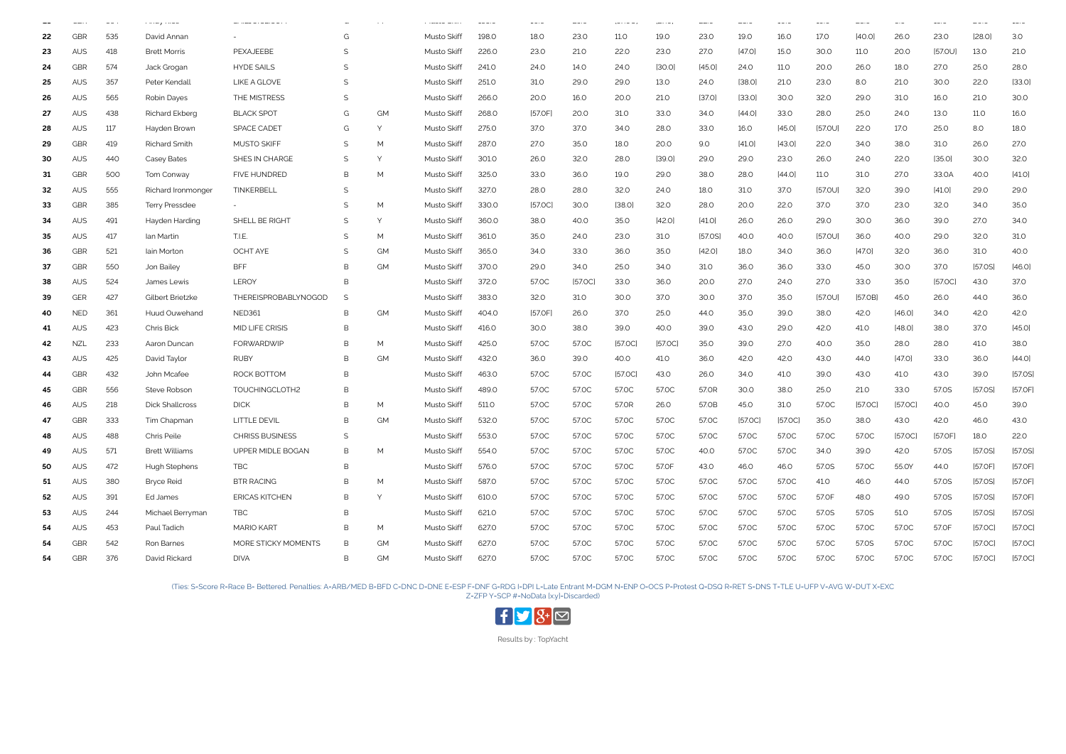| | | | | | | | | | | | | | | | | | | | | | |
|---|---|---|---|---|---|---|---|---|---|---|---|---|---|---|---|---|---|---|---|---|---|
| 22 | GBR | 535 | David Annan | - | G | | Musto Skiff | 198.0 | 18.0 | 23.0 | 11.0 | 19.0 | 23.0 | 19.0 | 16.0 | 17.0 | [40.0] | 26.0 | 23.0 | [28.0] | 3.0 |
| 23 | AUS | 418 | Brett Morris | PEXAJEEBE | S | | Musto Skiff | 226.0 | 23.0 | 21.0 | 22.0 | 23.0 | 27.0 | [47.0] | 15.0 | 30.0 | 11.0 | 20.0 | [57.0U] | 13.0 | 21.0 |
| 24 | GBR | 574 | Jack Grogan | HYDE SAILS | S | | Musto Skiff | 241.0 | 24.0 | 14.0 | 24.0 | [30.0] | [45.0] | 24.0 | 11.0 | 20.0 | 26.0 | 18.0 | 27.0 | 25.0 | 28.0 |
| 25 | AUS | 357 | Peter Kendall | LIKE A GLOVE | S | | Musto Skiff | 251.0 | 31.0 | 29.0 | 29.0 | 13.0 | 24.0 | [38.0] | 21.0 | 23.0 | 8.0 | 21.0 | 30.0 | 22.0 | [33.0] |
| 26 | AUS | 565 | Robin Dayes | THE MISTRESS | S | | Musto Skiff | 266.0 | 20.0 | 16.0 | 20.0 | 21.0 | [37.0] | [33.0] | 30.0 | 32.0 | 29.0 | 31.0 | 16.0 | 21.0 | 30.0 |
| 27 | AUS | 438 | Richard Ekberg | BLACK SPOT | G | GM | Musto Skiff | 268.0 | [57.0F] | 20.0 | 31.0 | 33.0 | 34.0 | [44.0] | 33.0 | 28.0 | 25.0 | 24.0 | 13.0 | 11.0 | 16.0 |
| 28 | AUS | 117 | Hayden Brown | SPACE CADET | G | Y | Musto Skiff | 275.0 | 37.0 | 37.0 | 34.0 | 28.0 | 33.0 | 16.0 | [45.0] | [57.0U] | 22.0 | 17.0 | 25.0 | 8.0 | 18.0 |
| 29 | GBR | 419 | Richard Smith | MUSTO SKIFF | S | M | Musto Skiff | 287.0 | 27.0 | 35.0 | 18.0 | 20.0 | 9.0 | [41.0] | [43.0] | 22.0 | 34.0 | 38.0 | 31.0 | 26.0 | 27.0 |
| 30 | AUS | 440 | Casey Bates | SHES IN CHARGE | S | Y | Musto Skiff | 301.0 | 26.0 | 32.0 | 28.0 | [39.0] | 29.0 | 29.0 | 23.0 | 26.0 | 24.0 | 22.0 | [35.0] | 30.0 | 32.0 |
| 31 | GBR | 500 | Tom Conway | FIVE HUNDRED | B | M | Musto Skiff | 325.0 | 33.0 | 36.0 | 19.0 | 29.0 | 38.0 | 28.0 | [44.0] | 11.0 | 31.0 | 27.0 | 33.0A | 40.0 | [41.0] |
| 32 | AUS | 555 | Richard Ironmonger | TINKERBELL | S | | Musto Skiff | 327.0 | 28.0 | 28.0 | 32.0 | 24.0 | 18.0 | 31.0 | 37.0 | [57.0U] | 32.0 | 39.0 | [41.0] | 29.0 | 29.0 |
| 33 | GBR | 385 | Terry Pressdee | - | S | M | Musto Skiff | 330.0 | [57.0C] | 30.0 | [38.0] | 32.0 | 28.0 | 20.0 | 22.0 | 37.0 | 37.0 | 23.0 | 32.0 | 34.0 | 35.0 |
| 34 | AUS | 491 | Hayden Harding | SHELL BE RIGHT | S | Y | Musto Skiff | 360.0 | 38.0 | 40.0 | 35.0 | [42.0] | [41.0] | 26.0 | 26.0 | 29.0 | 30.0 | 36.0 | 39.0 | 27.0 | 34.0 |
| 35 | AUS | 417 | Ian Martin | T.I.E. | S | M | Musto Skiff | 361.0 | 35.0 | 24.0 | 23.0 | 31.0 | [57.0S] | 40.0 | 40.0 | [57.0U] | 36.0 | 40.0 | 29.0 | 32.0 | 31.0 |
| 36 | GBR | 521 | Iain Morton | OCHT AYE | S | GM | Musto Skiff | 365.0 | 34.0 | 33.0 | 36.0 | 35.0 | [42.0] | 18.0 | 34.0 | 36.0 | [47.0] | 32.0 | 36.0 | 31.0 | 40.0 |
| 37 | GBR | 550 | Jon Bailey | BFF | B | GM | Musto Skiff | 370.0 | 29.0 | 34.0 | 25.0 | 34.0 | 31.0 | 36.0 | 36.0 | 33.0 | 45.0 | 30.0 | 37.0 | [57.0S] | [46.0] |
| 38 | AUS | 524 | James Lewis | LEROY | B | | Musto Skiff | 372.0 | 57.0C | [57.0C] | 33.0 | 36.0 | 20.0 | 27.0 | 24.0 | 27.0 | 33.0 | 35.0 | [57.0C] | 43.0 | 37.0 |
| 39 | GER | 427 | Gilbert Brietzke | THEREISPROBABLYNOGOD | S | | Musto Skiff | 383.0 | 32.0 | 31.0 | 30.0 | 37.0 | 30.0 | 37.0 | 35.0 | [57.0U] | [57.0B] | 45.0 | 26.0 | 44.0 | 36.0 |
| 40 | NED | 361 | Huud Ouwehand | NED361 | B | GM | Musto Skiff | 404.0 | [57.0F] | 26.0 | 37.0 | 25.0 | 44.0 | 35.0 | 39.0 | 38.0 | 42.0 | [46.0] | 34.0 | 42.0 | 42.0 |
| 41 | AUS | 423 | Chris Bick | MID LIFE CRISIS | B | | Musto Skiff | 416.0 | 30.0 | 38.0 | 39.0 | 40.0 | 39.0 | 43.0 | 29.0 | 42.0 | 41.0 | [48.0] | 38.0 | 37.0 | [45.0] |
| 42 | NZL | 233 | Aaron Duncan | FORWARDWIP | B | M | Musto Skiff | 425.0 | 57.0C | 57.0C | [57.0C] | [57.0C] | 35.0 | 39.0 | 27.0 | 40.0 | 35.0 | 28.0 | 28.0 | 41.0 | 38.0 |
| 43 | AUS | 425 | David Taylor | RUBY | B | GM | Musto Skiff | 432.0 | 36.0 | 39.0 | 40.0 | 41.0 | 36.0 | 42.0 | 42.0 | 43.0 | 44.0 | [47.0] | 33.0 | 36.0 | [44.0] |
| 44 | GBR | 432 | John Mcafee | ROCK BOTTOM | B | | Musto Skiff | 463.0 | 57.0C | 57.0C | [57.0C] | 43.0 | 26.0 | 34.0 | 41.0 | 39.0 | 43.0 | 41.0 | 43.0 | 39.0 | [57.0S] |
| 45 | GBR | 556 | Steve Robson | TOUCHINGCLOTH2 | B | | Musto Skiff | 489.0 | 57.0C | 57.0C | 57.0C | 57.0C | 57.0R | 30.0 | 38.0 | 25.0 | 21.0 | 33.0 | 57.0S | [57.0S] | [57.0F] |
| 46 | AUS | 218 | Dick Shallcross | DICK | B | M | Musto Skiff | 511.0 | 57.0C | 57.0C | 57.0R | 26.0 | 57.0B | 45.0 | 31.0 | 57.0C | [57.0C] | [57.0C] | 40.0 | 45.0 | 39.0 |
| 47 | GBR | 333 | Tim Chapman | LITTLE DEVIL | B | GM | Musto Skiff | 532.0 | 57.0C | 57.0C | 57.0C | 57.0C | 57.0C | [57.0C] | [57.0C] | 35.0 | 38.0 | 43.0 | 42.0 | 46.0 | 43.0 |
| 48 | AUS | 488 | Chris Peile | CHRISS BUSINESS | S | | Musto Skiff | 553.0 | 57.0C | 57.0C | 57.0C | 57.0C | 57.0C | 57.0C | 57.0C | 57.0C | 57.0C | [57.0C] | [57.0F] | 18.0 | 22.0 |
| 49 | AUS | 571 | Brett Williams | UPPER MIDLE BOGAN | B | M | Musto Skiff | 554.0 | 57.0C | 57.0C | 57.0C | 57.0C | 40.0 | 57.0C | 57.0C | 34.0 | 39.0 | 42.0 | 57.0S | [57.0S] | [57.0S] |
| 50 | AUS | 472 | Hugh Stephens | TBC | B | | Musto Skiff | 576.0 | 57.0C | 57.0C | 57.0C | 57.0F | 43.0 | 46.0 | 46.0 | 57.0S | 57.0C | 55.0Y | 44.0 | [57.0F] | [57.0F] |
| 51 | AUS | 380 | Bryce Reid | BTR RACING | B | M | Musto Skiff | 587.0 | 57.0C | 57.0C | 57.0C | 57.0C | 57.0C | 57.0C | 57.0C | 41.0 | 46.0 | 44.0 | 57.0S | [57.0S] | [57.0F] |
| 52 | AUS | 391 | Ed James | ERICAS KITCHEN | B | Y | Musto Skiff | 610.0 | 57.0C | 57.0C | 57.0C | 57.0C | 57.0C | 57.0C | 57.0C | 57.0F | 48.0 | 49.0 | 57.0S | [57.0S] | [57.0F] |
| 53 | AUS | 244 | Michael Berryman | TBC | B | | Musto Skiff | 621.0 | 57.0C | 57.0C | 57.0C | 57.0C | 57.0C | 57.0C | 57.0C | 57.0S | 57.0S | 51.0 | 57.0S | [57.0S] | [57.0S] |
| 54 | AUS | 453 | Paul Tadich | MARIO KART | B | M | Musto Skiff | 627.0 | 57.0C | 57.0C | 57.0C | 57.0C | 57.0C | 57.0C | 57.0C | 57.0C | 57.0C | 57.0C | 57.0F | [57.0C] | [57.0C] |
| 54 | GBR | 542 | Ron Barnes | MORE STICKY MOMENTS | B | GM | Musto Skiff | 627.0 | 57.0C | 57.0C | 57.0C | 57.0C | 57.0C | 57.0C | 57.0C | 57.0C | 57.0S | 57.0C | 57.0C | [57.0C] | [57.0C] |
| 54 | GBR | 376 | David Rickard | DIVA | B | GM | Musto Skiff | 627.0 | 57.0C | 57.0C | 57.0C | 57.0C | 57.0C | 57.0C | 57.0C | 57.0C | 57.0C | 57.0C | 57.0C | [57.0C] | [57.0C] |

(Ties: S=Score R=Race B= Bettered. Penalties: A=ARB/MED B=BFD C=DNC D=DNE E=ESP F=DNF G=RDG I=DPI L=Late Entrant M=DGM N=ENP O=OCS P=Protest Q=DSQ R=RET S=DNS T=TLE U=UFP V=AVG W=DUT X=EXC Z=ZFP Y=SCP #=NoData [x.y]=Discarded)

Results by : TopYacht